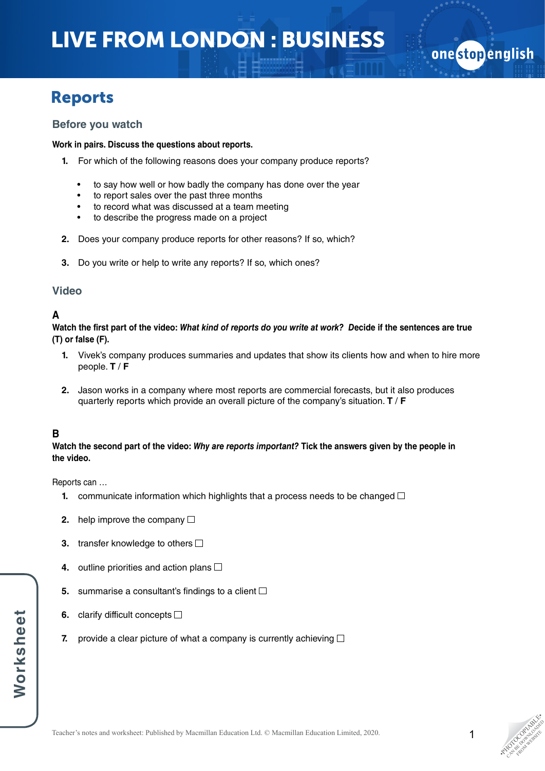# LIVE FROM LONDON : BUSINESS

## Reports

### Before you watch

**Work in pairs. Discuss the questions about reports.**

1. For which of the following reasons does your company produce reports?
   - to say how well or how badly the company has done over the year
   - to report sales over the past three months
   - to record what was discussed at a team meeting
   - to describe the progress made on a project
2. Does your company produce reports for other reasons? If so, which?
3. Do you write or help to write any reports? If so, which ones?

### Video

**A**

**Watch the first part of the video: *What kind of reports do you write at work?* Decide if the sentences are true (T) or false (F).**

1. Vivek's company produces summaries and updates that show its clients how and when to hire more people. **T** / **F**
2. Jason works in a company where most reports are commercial forecasts, but it also produces quarterly reports which provide an overall picture of the company's situation. **T** / **F**

**B**

**Watch the second part of the video: *Why are reports important?* Tick the answers given by the people in the video.**

Reports can …

1. communicate information which highlights that a process needs to be changed ☐
2. help improve the company ☐
3. transfer knowledge to others ☐
4. outline priorities and action plans ☐
5. summarise a consultant's findings to a client ☐
6. clarify difficult concepts ☐
7. provide a clear picture of what a company is currently achieving ☐

Teacher's notes and worksheet: Published by Macmillan Education Ltd. © Macmillan Education Limited, 2020.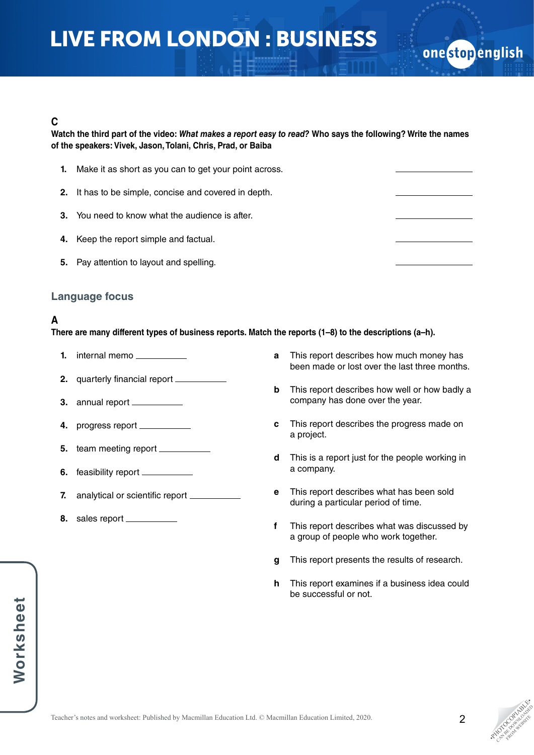### C

**Watch the third part of the video: *What makes a report easy to read?* Who says the following? Write the names of the speakers: Vivek, Jason, Tolani, Chris, Prad, or Baiba**

1. Make it as short as you can to get your point across. ____________
2. It has to be simple, concise and covered in depth. ____________
3. You need to know what the audience is after. ____________
4. Keep the report simple and factual. ____________
5. Pay attention to layout and spelling. ____________

## Language focus

### A

**There are many different types of business reports. Match the reports (1–8) to the descriptions (a–h).**

1. internal memo ____________
2. quarterly financial report ____________
3. annual report ____________
4. progress report ____________
5. team meeting report ____________
6. feasibility report ____________
7. analytical or scientific report ____________
8. sales report ____________

**a** This report describes how much money has been made or lost over the last three months.

**b** This report describes how well or how badly a company has done over the year.

**c** This report describes the progress made on a project.

**d** This is a report just for the people working in a company.

**e** This report describes what has been sold during a particular period of time.

**f** This report describes what was discussed by a group of people who work together.

**g** This report presents the results of research.

**h** This report examines if a business idea could be successful or not.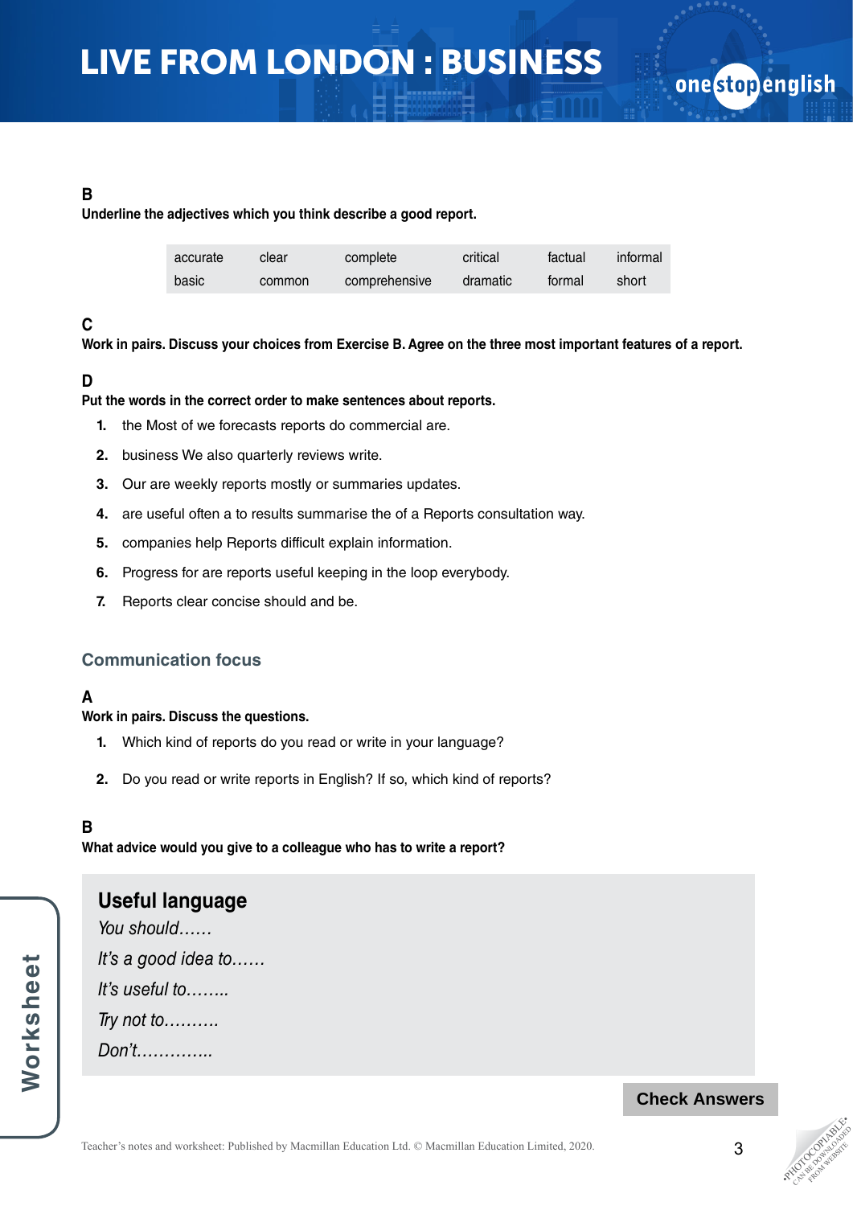**B**

**Underline the adjectives which you think describe a good report.**

| | | | | | |
|---|---|---|---|---|---|
| accurate | clear | complete | critical | factual | informal |
| basic | common | comprehensive | dramatic | formal | short |

**C**

**Work in pairs. Discuss your choices from Exercise B. Agree on the three most important features of a report.**

**D**

**Put the words in the correct order to make sentences about reports.**

1. the Most of we forecasts reports do commercial are.
2. business We also quarterly reviews write.
3. Our are weekly reports mostly or summaries updates.
4. are useful often a to results summarise the of a Reports consultation way.
5. companies help Reports difficult explain information.
6. Progress for are reports useful keeping in the loop everybody.
7. Reports clear concise should and be.

## Communication focus

**A**

**Work in pairs. Discuss the questions.**

1. Which kind of reports do you read or write in your language?
2. Do you read or write reports in English? If so, which kind of reports?

**B**

**What advice would you give to a colleague who has to write a report?**

### Useful language

*You should……*

*It's a good idea to……*

*It's useful to……..*

*Try not to……….*

*Don't…………..*

**Check Answers**

Teacher's notes and worksheet: Published by Macmillan Education Ltd. © Macmillan Education Limited, 2020.